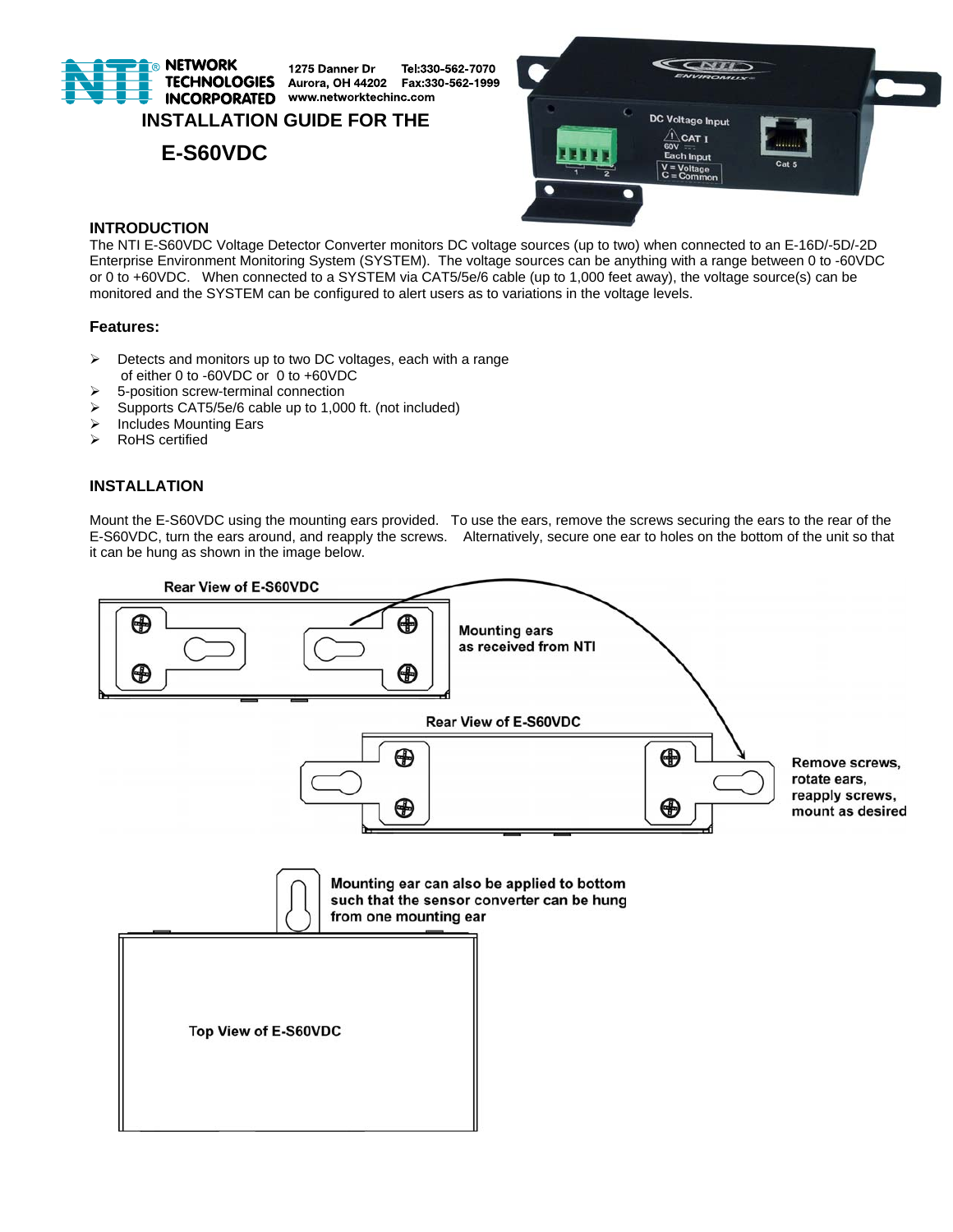NETWORK TECHNOLOGIES INCORPORATED

1275 Danner Dr
Aurora, OH 44202
www.networktechinc.com

Tel:330-562-7070
Fax:330-562-1999

# INSTALLATION GUIDE FOR THE E-S60VDC

## INTRODUCTION

The NTI E-S60VDC Voltage Detector Converter monitors DC voltage sources (up to two) when connected to an E-16D/-5D/-2D Enterprise Environment Monitoring System (SYSTEM). The voltage sources can be anything with a range between 0 to -60VDC or 0 to +60VDC. When connected to a SYSTEM via CAT5/5e/6 cable (up to 1,000 feet away), the voltage source(s) can be monitored and the SYSTEM can be configured to alert users as to variations in the voltage levels.

### Features:

- Detects and monitors up to two DC voltages, each with a range of either 0 to -60VDC or 0 to +60VDC
- 5-position screw-terminal connection
- Supports CAT5/5e/6 cable up to 1,000 ft. (not included)
- Includes Mounting Ears
- RoHS certified

## INSTALLATION

Mount the E-S60VDC using the mounting ears provided. To use the ears, remove the screws securing the ears to the rear of the E-S60VDC, turn the ears around, and reapply the screws. Alternatively, secure one ear to holes on the bottom of the unit so that it can be hung as shown in the image below.

Rear View of E-S60VDC

Mounting ears as received from NTI

Rear View of E-S60VDC

Remove screws, rotate ears, reapply screws, mount as desired

Mounting ear can also be applied to bottom such that the sensor converter can be hung from one mounting ear

Top View of E-S60VDC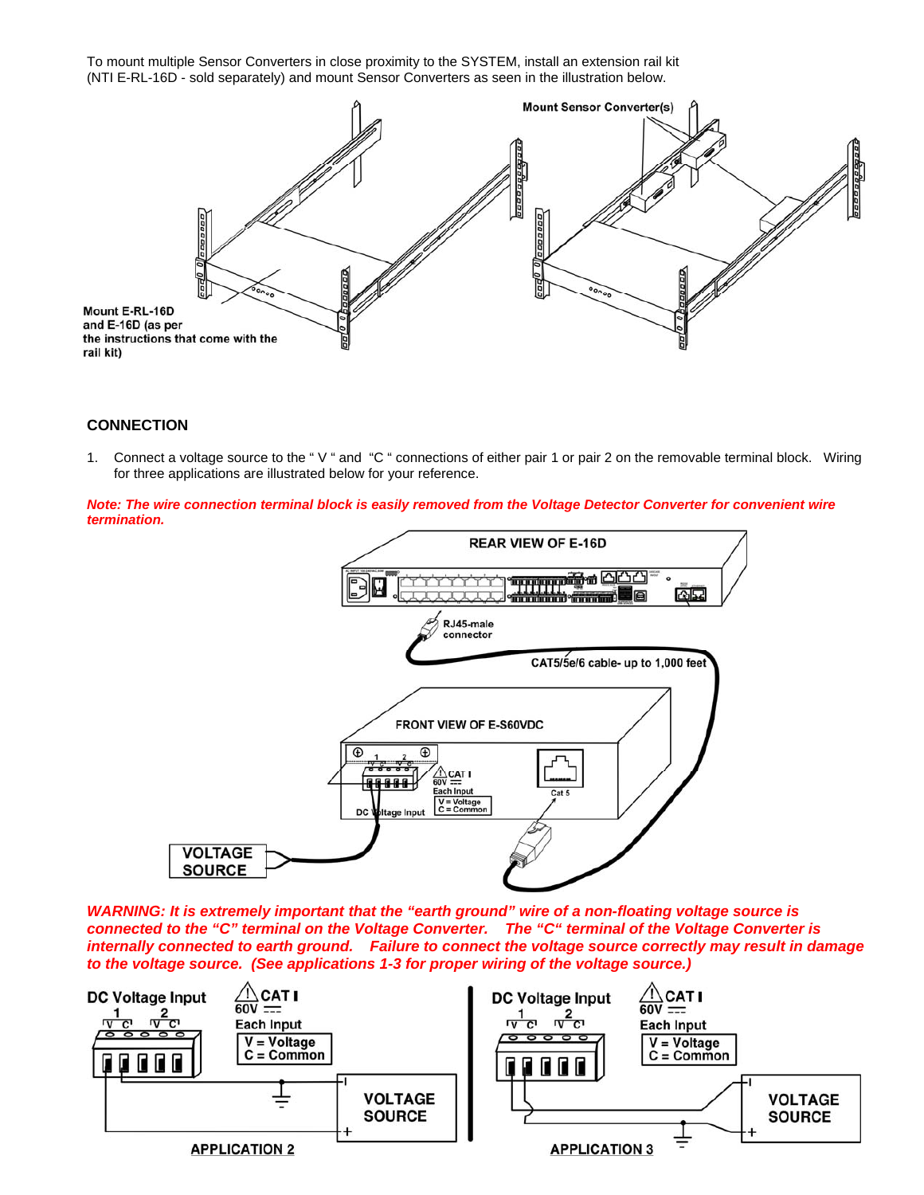To mount multiple Sensor Converters in close proximity to the SYSTEM, install an extension rail kit (NTI E-RL-16D - sold separately) and mount Sensor Converters as seen in the illustration below.

## CONNECTION

1. Connect a voltage source to the " V " and "C " connections of either pair 1 or pair 2 on the removable terminal block. Wiring for three applications are illustrated below for your reference.

***Note: The wire connection terminal block is easily removed from the Voltage Detector Converter for convenient wire termination.***

***WARNING: It is extremely important that the "earth ground" wire of a non-floating voltage source is connected to the "C" terminal on the Voltage Converter. The "C" terminal of the Voltage Converter is internally connected to earth ground. Failure to connect the voltage source correctly may result in damage to the voltage source. (See applications 1-3 for proper wiring of the voltage source.)***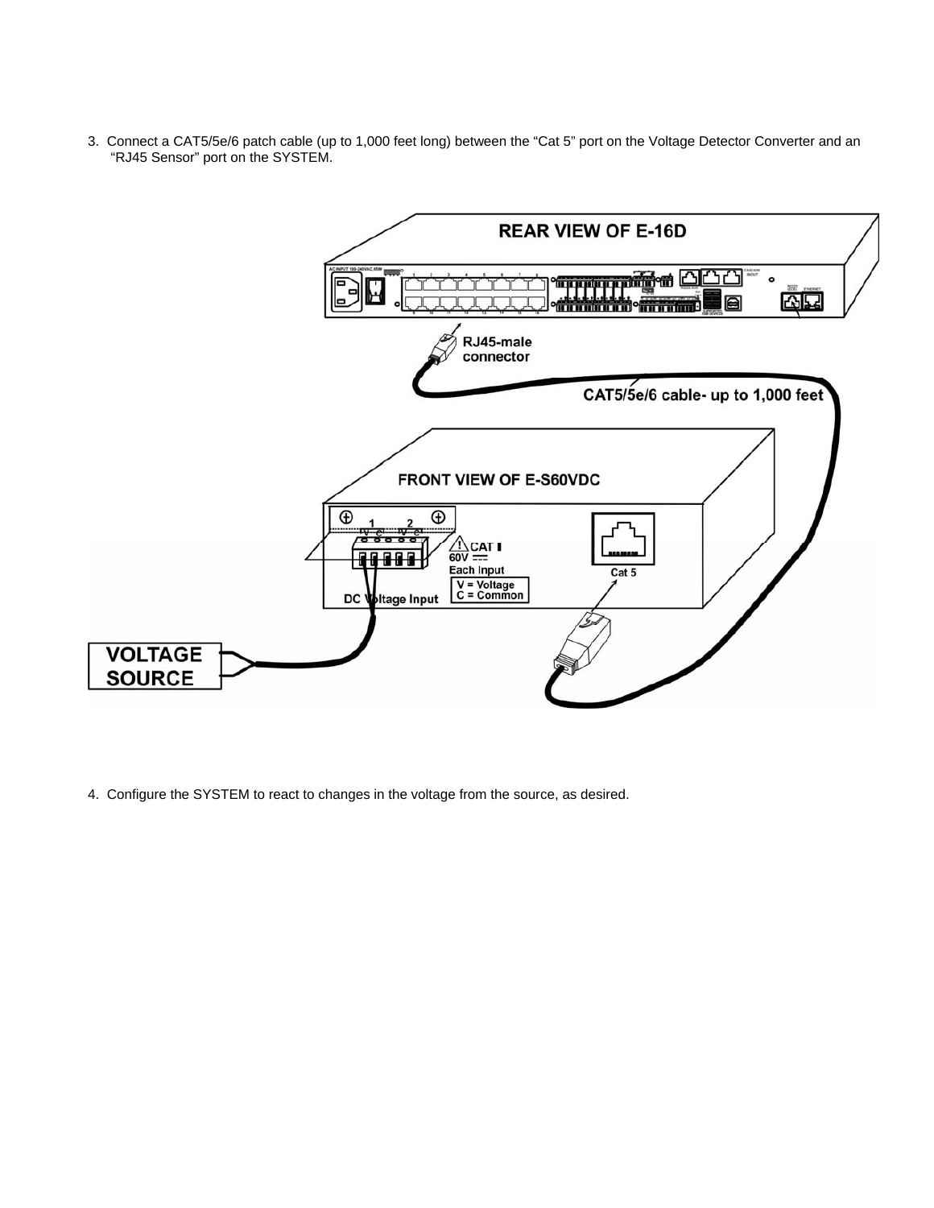3. Connect a CAT5/5e/6 patch cable (up to 1,000 feet long) between the "Cat 5" port on the Voltage Detector Converter and an "RJ45 Sensor" port on the SYSTEM.

4. Configure the SYSTEM to react to changes in the voltage from the source, as desired.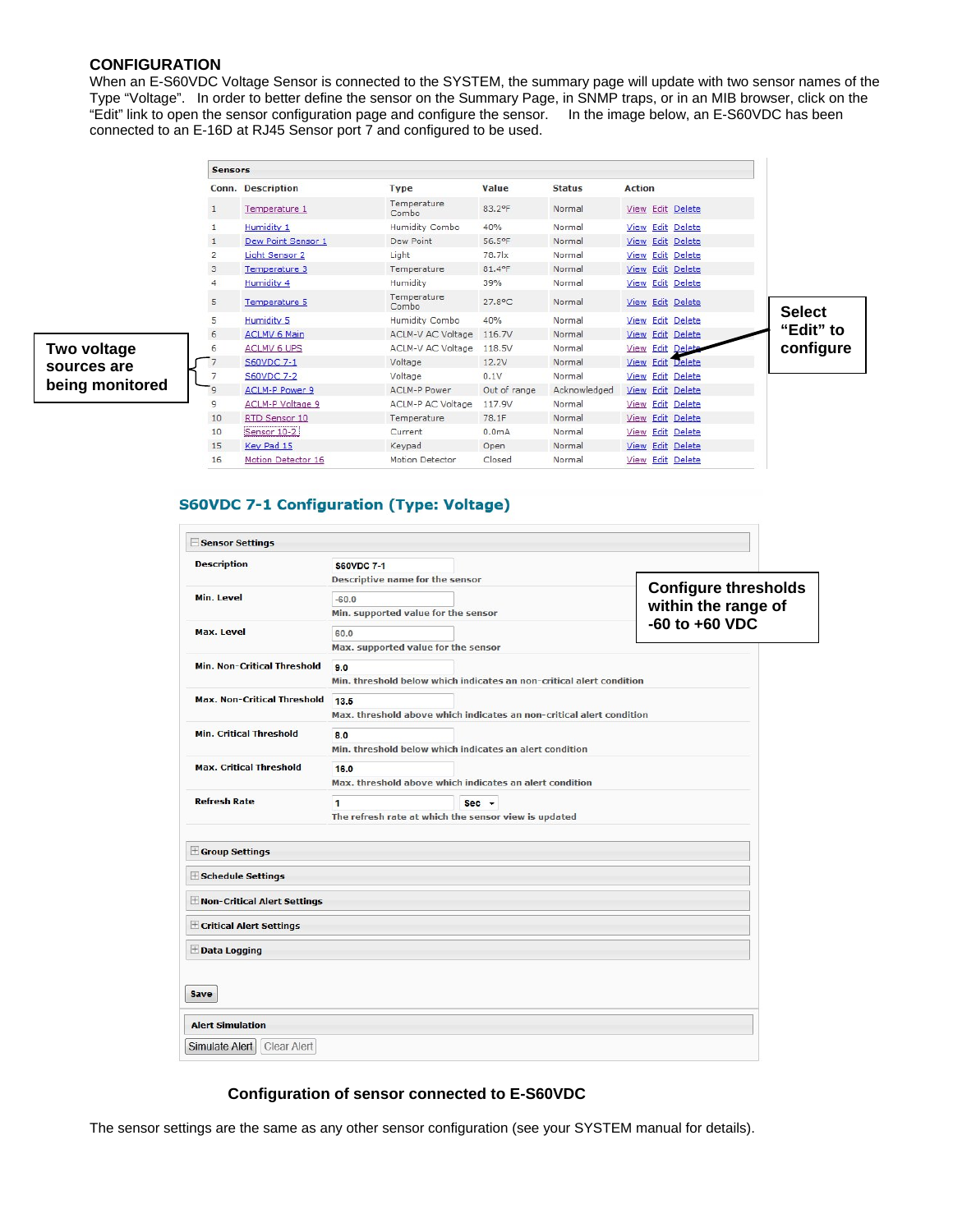## CONFIGURATION

When an E-S60VDC Voltage Sensor is connected to the SYSTEM, the summary page will update with two sensor names of the Type "Voltage". In order to better define the sensor on the Summary Page, in SNMP traps, or in an MIB browser, click on the "Edit" link to open the sensor configuration page and configure the sensor. In the image below, an E-S60VDC has been connected to an E-16D at RJ45 Sensor port 7 and configured to be used.

**Sensors**

| Conn. | Description | Type | Value | Status | Action |
|---|---|---|---|---|---|
| 1 | Temperature 1 | Temperature Combo | 83.2°F | Normal | View Edit Delete |
| 1 | Humidity 1 | Humidity Combo | 40% | Normal | View Edit Delete |
| 1 | Dew Point Sensor 1 | Dew Point | 56.5°F | Normal | View Edit Delete |
| 2 | Light Sensor 2 | Light | 78.7lx | Normal | View Edit Delete |
| 3 | Temperature 3 | Temperature | 81.4°F | Normal | View Edit Delete |
| 4 | Humidity 4 | Humidity | 39% | Normal | View Edit Delete |
| 5 | Temperature 5 | Temperature Combo | 27.8°C | Normal | View Edit Delete |
| 5 | Humidity 5 | Humidity Combo | 40% | Normal | View Edit Delete |
| 6 | ACLMV 6 Main | ACLM-V AC Voltage | 116.7V | Normal | View Edit Delete |
| 6 | ACLMV 6 UPS | ACLM-V AC Voltage | 118.5V | Normal | View Edit Delete |
| 7 | S60VDC 7-1 | Voltage | 12.2V | Normal | View Edit Delete |
| 7 | S60VDC 7-2 | Voltage | 0.1V | Normal | View Edit Delete |
| 9 | ACLM-P Power 9 | ACLM-P Power | Out of range | Acknowledged | View Edit Delete |
| 9 | ACLM-P Voltage 9 | ACLM-P AC Voltage | 117.9V | Normal | View Edit Delete |
| 10 | RTD Sensor 10 | Temperature | 78.1F | Normal | View Edit Delete |
| 10 | Sensor 10-2 | Current | 0.0mA | Normal | View Edit Delete |
| 15 | Key Pad 15 | Keypad | Open | Normal | View Edit Delete |
| 16 | Motion Detector 16 | Motion Detector | Closed | Normal | View Edit Delete |

**Two voltage sources are being monitored**

**Select "Edit" to configure**

### S60VDC 7-1 Configuration (Type: Voltage)

**Sensor Settings**

| Setting | Value | Description |
|---|---|---|
| Description | S60VDC 7-1 | Descriptive name for the sensor |
| Min. Level | -60.0 | Min. supported value for the sensor |
| Max. Level | 60.0 | Max. supported value for the sensor |
| Min. Non-Critical Threshold | 9.0 | Min. threshold below which indicates an non-critical alert condition |
| Max. Non-Critical Threshold | 13.5 | Max. threshold above which indicates an non-critical alert condition |
| Min. Critical Threshold | 8.0 | Min. threshold below which indicates an alert condition |
| Max. Critical Threshold | 16.0 | Max. threshold above which indicates an alert condition |
| Refresh Rate | 1 Sec | The refresh rate at which the sensor view is updated |

**Configure thresholds within the range of -60 to +60 VDC**

Group Settings

Schedule Settings

Non-Critical Alert Settings

Critical Alert Settings

Data Logging

Save

**Alert Simulation**

Simulate Alert | Clear Alert

**Configuration of sensor connected to E-S60VDC**

The sensor settings are the same as any other sensor configuration (see your SYSTEM manual for details).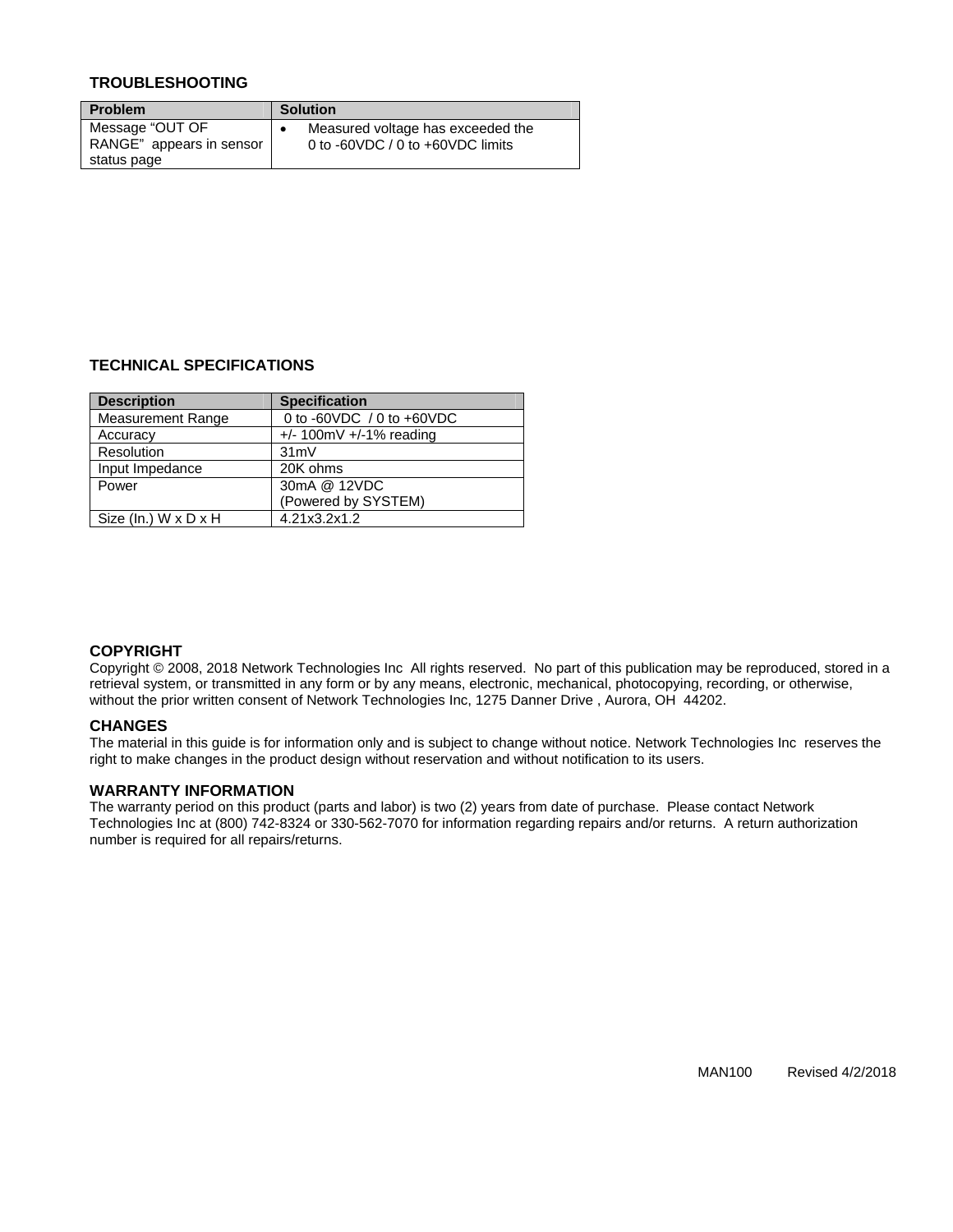## TROUBLESHOOTING

| Problem | Solution |
|---|---|
| Message “OUT OF RANGE” appears in sensor status page | • Measured voltage has exceeded the 0 to -60VDC / 0 to +60VDC limits |

## TECHNICAL SPECIFICATIONS

| Description | Specification |
|---|---|
| Measurement Range | 0 to -60VDC / 0 to +60VDC |
| Accuracy | +/- 100mV +/-1% reading |
| Resolution | 31mV |
| Input Impedance | 20K ohms |
| Power | 30mA @ 12VDC (Powered by SYSTEM) |
| Size (In.) W x D x H | 4.21x3.2x1.2 |

### COPYRIGHT

Copyright © 2008, 2018 Network Technologies Inc All rights reserved. No part of this publication may be reproduced, stored in a retrieval system, or transmitted in any form or by any means, electronic, mechanical, photocopying, recording, or otherwise, without the prior written consent of Network Technologies Inc, 1275 Danner Drive , Aurora, OH 44202.

### CHANGES

The material in this guide is for information only and is subject to change without notice. Network Technologies Inc reserves the right to make changes in the product design without reservation and without notification to its users.

### WARRANTY INFORMATION

The warranty period on this product (parts and labor) is two (2) years from date of purchase. Please contact Network Technologies Inc at (800) 742-8324 or 330-562-7070 for information regarding repairs and/or returns. A return authorization number is required for all repairs/returns.

MAN100 Revised 4/2/2018